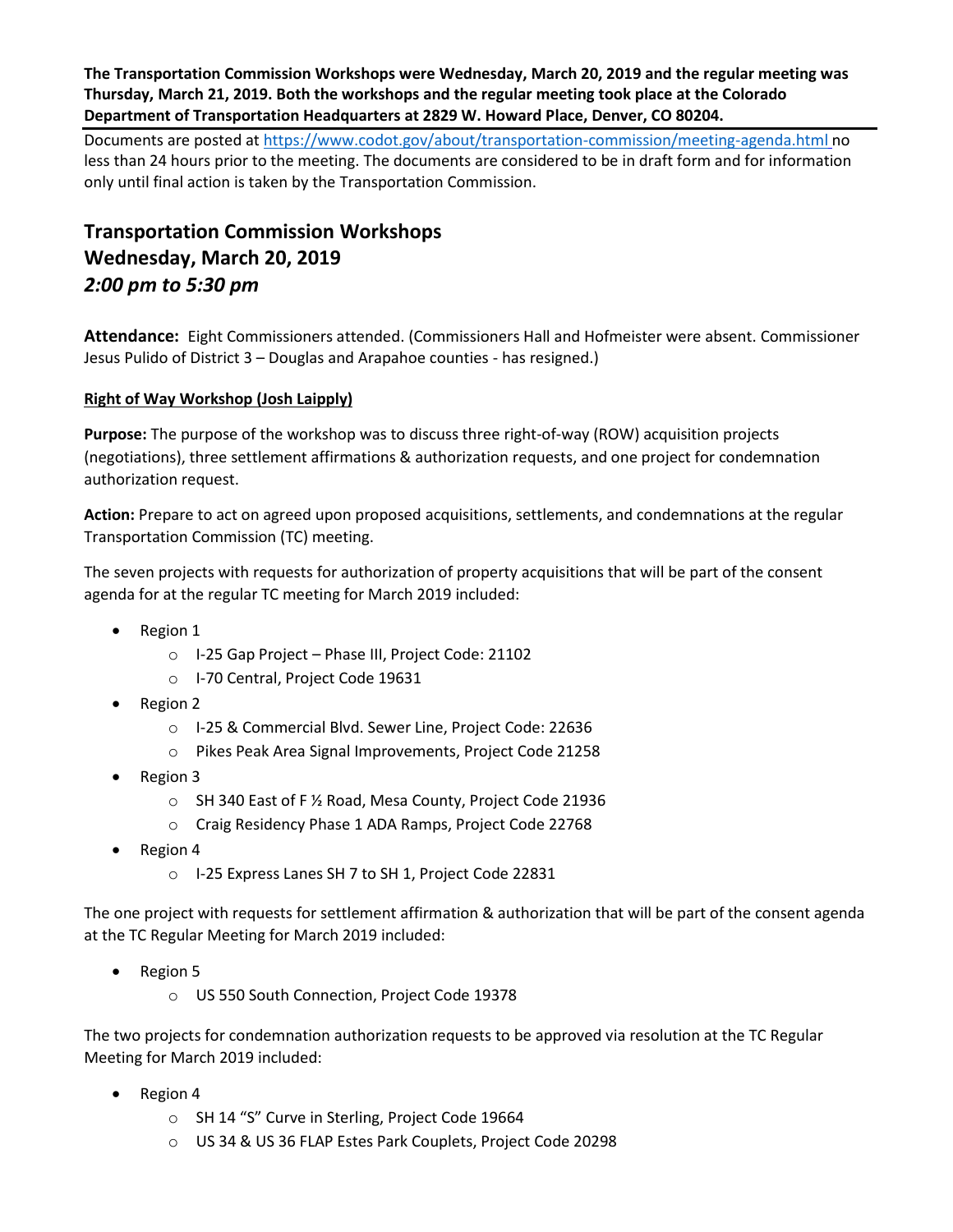**The Transportation Commission Workshops were Wednesday, March 20, 2019 and the regular meeting was Thursday, March 21, 2019. Both the workshops and the regular meeting took place at the Colorado Department of Transportation Headquarters at 2829 W. Howard Place, Denver, CO 80204.**

---

Documents are posted at https://www.codot.gov/about/transportation-commission/meeting-agenda.html no less than 24 hours prior to the meeting. The documents are considered to be in draft form and for information only until final action is taken by the Transportation Commission.

## Transportation Commission Workshops
## Wednesday, March 20, 2019
## *2:00 pm to 5:30 pm*

**Attendance:** Eight Commissioners attended. (Commissioners Hall and Hofmeister were absent. Commissioner Jesus Pulido of District 3 – Douglas and Arapahoe counties - has resigned.)

**Right of Way Workshop (Josh Laipply)**

**Purpose:** The purpose of the workshop was to discuss three right-of-way (ROW) acquisition projects (negotiations), three settlement affirmations & authorization requests, and one project for condemnation authorization request.

**Action:** Prepare to act on agreed upon proposed acquisitions, settlements, and condemnations at the regular Transportation Commission (TC) meeting.

The seven projects with requests for authorization of property acquisitions that will be part of the consent agenda for at the regular TC meeting for March 2019 included:

- Region 1
  - I-25 Gap Project – Phase III, Project Code: 21102
  - I-70 Central, Project Code 19631
- Region 2
  - I-25 & Commercial Blvd. Sewer Line, Project Code: 22636
  - Pikes Peak Area Signal Improvements, Project Code 21258
- Region 3
  - SH 340 East of F ½ Road, Mesa County, Project Code 21936
  - Craig Residency Phase 1 ADA Ramps, Project Code 22768
- Region 4
  - I-25 Express Lanes SH 7 to SH 1, Project Code 22831

The one project with requests for settlement affirmation & authorization that will be part of the consent agenda at the TC Regular Meeting for March 2019 included:

- Region 5
  - US 550 South Connection, Project Code 19378

The two projects for condemnation authorization requests to be approved via resolution at the TC Regular Meeting for March 2019 included:

- Region 4
  - SH 14 "S" Curve in Sterling, Project Code 19664
  - US 34 & US 36 FLAP Estes Park Couplets, Project Code 20298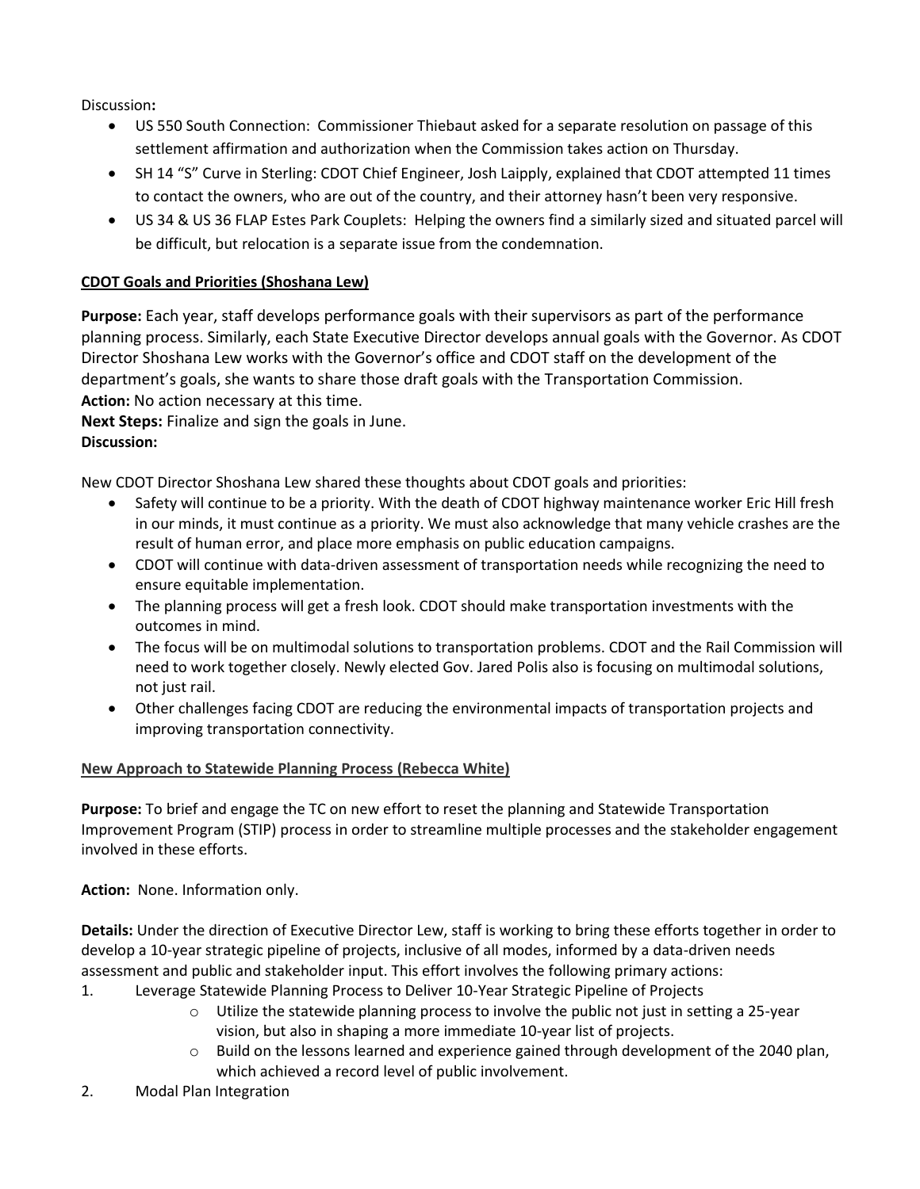Discussion**:**

- US 550 South Connection: Commissioner Thiebaut asked for a separate resolution on passage of this settlement affirmation and authorization when the Commission takes action on Thursday.
- SH 14 "S" Curve in Sterling: CDOT Chief Engineer, Josh Laipply, explained that CDOT attempted 11 times to contact the owners, who are out of the country, and their attorney hasn't been very responsive.
- US 34 & US 36 FLAP Estes Park Couplets: Helping the owners find a similarly sized and situated parcel will be difficult, but relocation is a separate issue from the condemnation.

**CDOT Goals and Priorities (Shoshana Lew)**

**Purpose:** Each year, staff develops performance goals with their supervisors as part of the performance planning process. Similarly, each State Executive Director develops annual goals with the Governor. As CDOT Director Shoshana Lew works with the Governor's office and CDOT staff on the development of the department's goals, she wants to share those draft goals with the Transportation Commission.
**Action:** No action necessary at this time.
**Next Steps:** Finalize and sign the goals in June.
**Discussion:**

New CDOT Director Shoshana Lew shared these thoughts about CDOT goals and priorities:

- Safety will continue to be a priority. With the death of CDOT highway maintenance worker Eric Hill fresh in our minds, it must continue as a priority. We must also acknowledge that many vehicle crashes are the result of human error, and place more emphasis on public education campaigns.
- CDOT will continue with data-driven assessment of transportation needs while recognizing the need to ensure equitable implementation.
- The planning process will get a fresh look. CDOT should make transportation investments with the outcomes in mind.
- The focus will be on multimodal solutions to transportation problems. CDOT and the Rail Commission will need to work together closely. Newly elected Gov. Jared Polis also is focusing on multimodal solutions, not just rail.
- Other challenges facing CDOT are reducing the environmental impacts of transportation projects and improving transportation connectivity.

**New Approach to Statewide Planning Process (Rebecca White)**

**Purpose:** To brief and engage the TC on new effort to reset the planning and Statewide Transportation Improvement Program (STIP) process in order to streamline multiple processes and the stakeholder engagement involved in these efforts.

**Action:** None. Information only.

**Details:** Under the direction of Executive Director Lew, staff is working to bring these efforts together in order to develop a 10-year strategic pipeline of projects, inclusive of all modes, informed by a data-driven needs assessment and public and stakeholder input. This effort involves the following primary actions:

1. Leverage Statewide Planning Process to Deliver 10-Year Strategic Pipeline of Projects
    - Utilize the statewide planning process to involve the public not just in setting a 25-year vision, but also in shaping a more immediate 10-year list of projects.
    - Build on the lessons learned and experience gained through development of the 2040 plan, which achieved a record level of public involvement.
2. Modal Plan Integration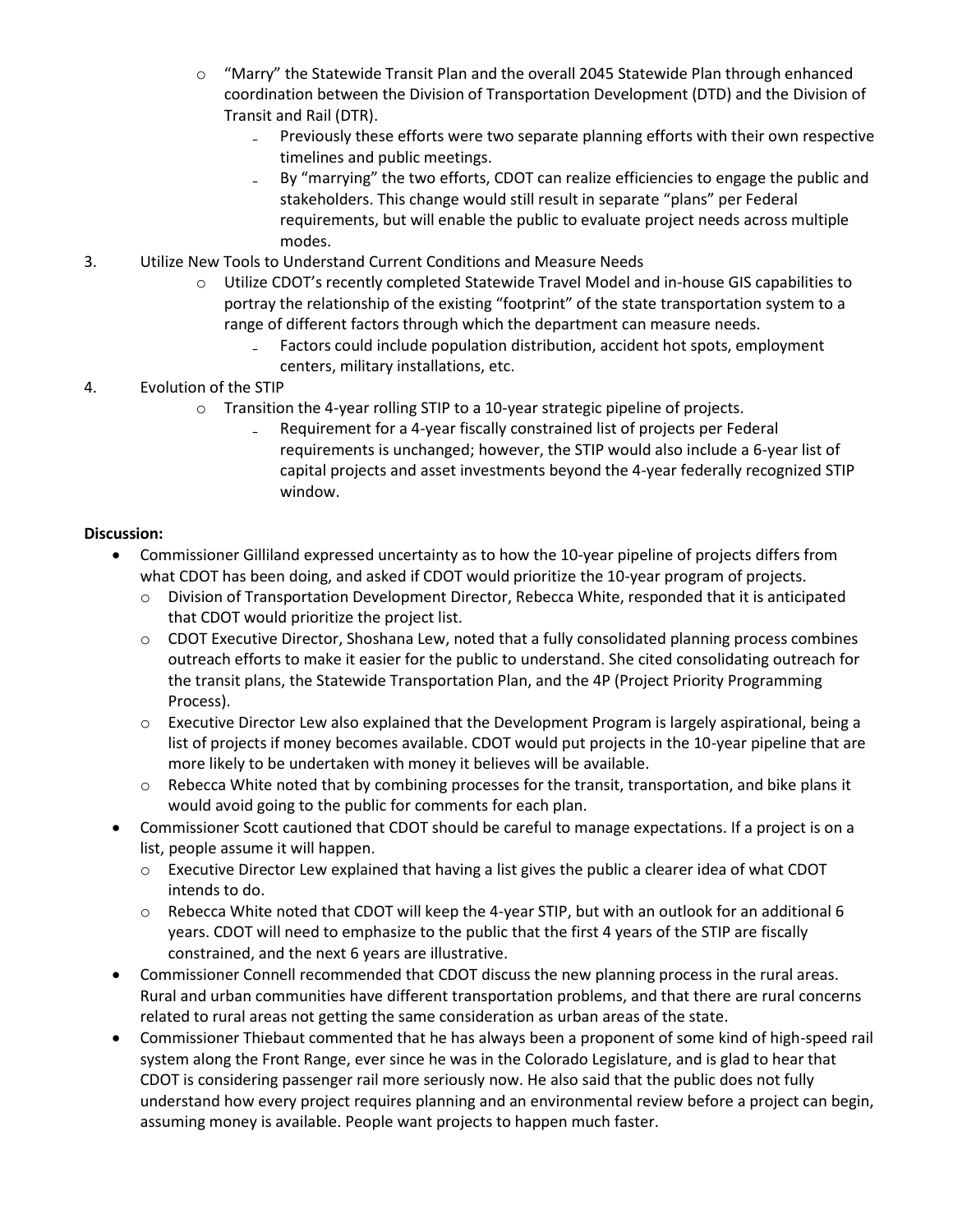- "Marry" the Statewide Transit Plan and the overall 2045 Statewide Plan through enhanced coordination between the Division of Transportation Development (DTD) and the Division of Transit and Rail (DTR).
    - Previously these efforts were two separate planning efforts with their own respective timelines and public meetings.
    - By "marrying" the two efforts, CDOT can realize efficiencies to engage the public and stakeholders. This change would still result in separate "plans" per Federal requirements, but will enable the public to evaluate project needs across multiple modes.

3. Utilize New Tools to Understand Current Conditions and Measure Needs
   - Utilize CDOT's recently completed Statewide Travel Model and in-house GIS capabilities to portray the relationship of the existing "footprint" of the state transportation system to a range of different factors through which the department can measure needs.
     - Factors could include population distribution, accident hot spots, employment centers, military installations, etc.
4. Evolution of the STIP
   - Transition the 4-year rolling STIP to a 10-year strategic pipeline of projects.
     - Requirement for a 4-year fiscally constrained list of projects per Federal requirements is unchanged; however, the STIP would also include a 6-year list of capital projects and asset investments beyond the 4-year federally recognized STIP window.

**Discussion:**

- Commissioner Gilliland expressed uncertainty as to how the 10-year pipeline of projects differs from what CDOT has been doing, and asked if CDOT would prioritize the 10-year program of projects.
  - Division of Transportation Development Director, Rebecca White, responded that it is anticipated that CDOT would prioritize the project list.
  - CDOT Executive Director, Shoshana Lew, noted that a fully consolidated planning process combines outreach efforts to make it easier for the public to understand. She cited consolidating outreach for the transit plans, the Statewide Transportation Plan, and the 4P (Project Priority Programming Process).
  - Executive Director Lew also explained that the Development Program is largely aspirational, being a list of projects if money becomes available. CDOT would put projects in the 10-year pipeline that are more likely to be undertaken with money it believes will be available.
  - Rebecca White noted that by combining processes for the transit, transportation, and bike plans it would avoid going to the public for comments for each plan.
- Commissioner Scott cautioned that CDOT should be careful to manage expectations. If a project is on a list, people assume it will happen.
  - Executive Director Lew explained that having a list gives the public a clearer idea of what CDOT intends to do.
  - Rebecca White noted that CDOT will keep the 4-year STIP, but with an outlook for an additional 6 years. CDOT will need to emphasize to the public that the first 4 years of the STIP are fiscally constrained, and the next 6 years are illustrative.
- Commissioner Connell recommended that CDOT discuss the new planning process in the rural areas. Rural and urban communities have different transportation problems, and that there are rural concerns related to rural areas not getting the same consideration as urban areas of the state.
- Commissioner Thiebaut commented that he has always been a proponent of some kind of high-speed rail system along the Front Range, ever since he was in the Colorado Legislature, and is glad to hear that CDOT is considering passenger rail more seriously now. He also said that the public does not fully understand how every project requires planning and an environmental review before a project can begin, assuming money is available. People want projects to happen much faster.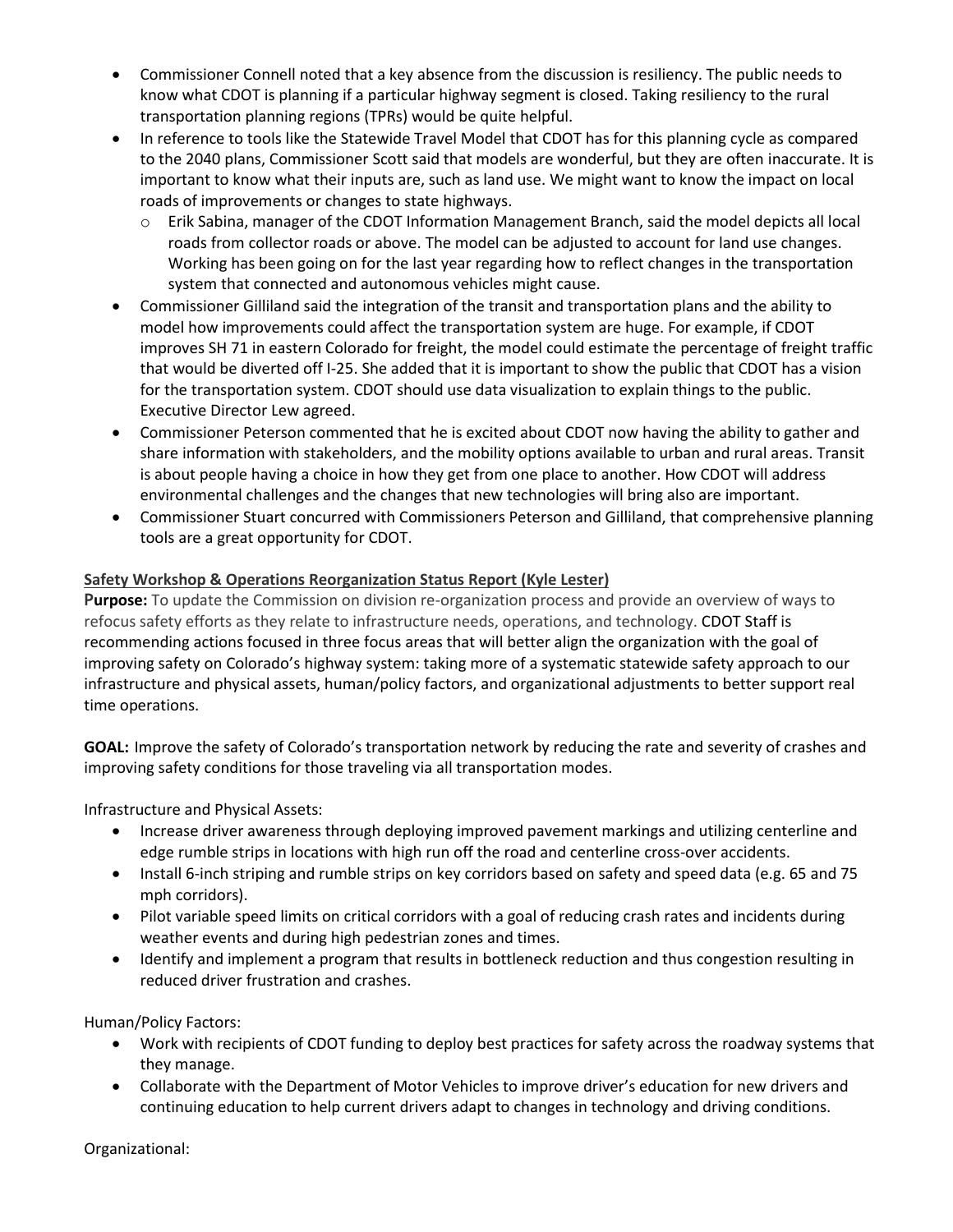- Commissioner Connell noted that a key absence from the discussion is resiliency. The public needs to know what CDOT is planning if a particular highway segment is closed. Taking resiliency to the rural transportation planning regions (TPRs) would be quite helpful.
- In reference to tools like the Statewide Travel Model that CDOT has for this planning cycle as compared to the 2040 plans, Commissioner Scott said that models are wonderful, but they are often inaccurate. It is important to know what their inputs are, such as land use. We might want to know the impact on local roads of improvements or changes to state highways.
  - Erik Sabina, manager of the CDOT Information Management Branch, said the model depicts all local roads from collector roads or above. The model can be adjusted to account for land use changes. Working has been going on for the last year regarding how to reflect changes in the transportation system that connected and autonomous vehicles might cause.
- Commissioner Gilliland said the integration of the transit and transportation plans and the ability to model how improvements could affect the transportation system are huge. For example, if CDOT improves SH 71 in eastern Colorado for freight, the model could estimate the percentage of freight traffic that would be diverted off I-25. She added that it is important to show the public that CDOT has a vision for the transportation system. CDOT should use data visualization to explain things to the public. Executive Director Lew agreed.
- Commissioner Peterson commented that he is excited about CDOT now having the ability to gather and share information with stakeholders, and the mobility options available to urban and rural areas. Transit is about people having a choice in how they get from one place to another. How CDOT will address environmental challenges and the changes that new technologies will bring also are important.
- Commissioner Stuart concurred with Commissioners Peterson and Gilliland, that comprehensive planning tools are a great opportunity for CDOT.

**Safety Workshop & Operations Reorganization Status Report (Kyle Lester)**

**Purpose:** To update the Commission on division re-organization process and provide an overview of ways to refocus safety efforts as they relate to infrastructure needs, operations, and technology. CDOT Staff is recommending actions focused in three focus areas that will better align the organization with the goal of improving safety on Colorado's highway system: taking more of a systematic statewide safety approach to our infrastructure and physical assets, human/policy factors, and organizational adjustments to better support real time operations.

**GOAL:** Improve the safety of Colorado's transportation network by reducing the rate and severity of crashes and improving safety conditions for those traveling via all transportation modes.

Infrastructure and Physical Assets:

- Increase driver awareness through deploying improved pavement markings and utilizing centerline and edge rumble strips in locations with high run off the road and centerline cross-over accidents.
- Install 6-inch striping and rumble strips on key corridors based on safety and speed data (e.g. 65 and 75 mph corridors).
- Pilot variable speed limits on critical corridors with a goal of reducing crash rates and incidents during weather events and during high pedestrian zones and times.
- Identify and implement a program that results in bottleneck reduction and thus congestion resulting in reduced driver frustration and crashes.

Human/Policy Factors:

- Work with recipients of CDOT funding to deploy best practices for safety across the roadway systems that they manage.
- Collaborate with the Department of Motor Vehicles to improve driver's education for new drivers and continuing education to help current drivers adapt to changes in technology and driving conditions.

Organizational: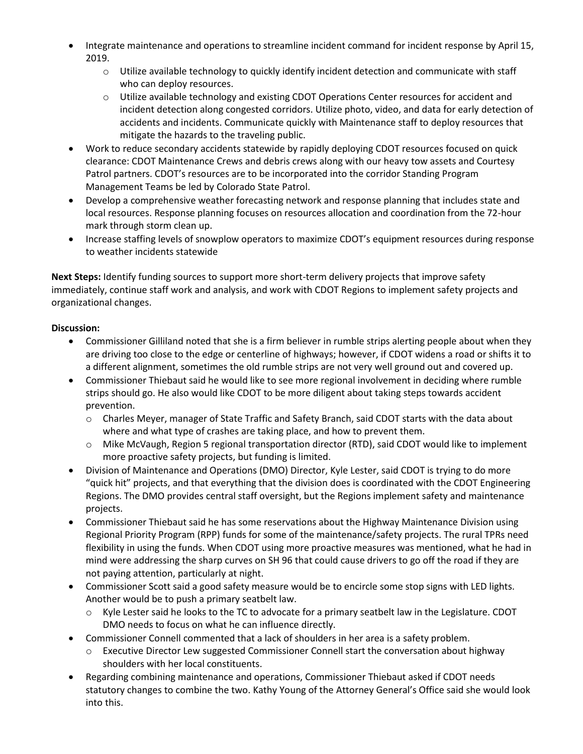- Integrate maintenance and operations to streamline incident command for incident response by April 15, 2019.
    - Utilize available technology to quickly identify incident detection and communicate with staff who can deploy resources.
    - Utilize available technology and existing CDOT Operations Center resources for accident and incident detection along congested corridors. Utilize photo, video, and data for early detection of accidents and incidents. Communicate quickly with Maintenance staff to deploy resources that mitigate the hazards to the traveling public.
- Work to reduce secondary accidents statewide by rapidly deploying CDOT resources focused on quick clearance: CDOT Maintenance Crews and debris crews along with our heavy tow assets and Courtesy Patrol partners. CDOT's resources are to be incorporated into the corridor Standing Program Management Teams be led by Colorado State Patrol.
- Develop a comprehensive weather forecasting network and response planning that includes state and local resources. Response planning focuses on resources allocation and coordination from the 72-hour mark through storm clean up.
- Increase staffing levels of snowplow operators to maximize CDOT's equipment resources during response to weather incidents statewide

**Next Steps:** Identify funding sources to support more short-term delivery projects that improve safety immediately, continue staff work and analysis, and work with CDOT Regions to implement safety projects and organizational changes.

**Discussion:**

- Commissioner Gilliland noted that she is a firm believer in rumble strips alerting people about when they are driving too close to the edge or centerline of highways; however, if CDOT widens a road or shifts it to a different alignment, sometimes the old rumble strips are not very well ground out and covered up.
- Commissioner Thiebaut said he would like to see more regional involvement in deciding where rumble strips should go. He also would like CDOT to be more diligent about taking steps towards accident prevention.
    - Charles Meyer, manager of State Traffic and Safety Branch, said CDOT starts with the data about where and what type of crashes are taking place, and how to prevent them.
    - Mike McVaugh, Region 5 regional transportation director (RTD), said CDOT would like to implement more proactive safety projects, but funding is limited.
- Division of Maintenance and Operations (DMO) Director, Kyle Lester, said CDOT is trying to do more "quick hit" projects, and that everything that the division does is coordinated with the CDOT Engineering Regions. The DMO provides central staff oversight, but the Regions implement safety and maintenance projects.
- Commissioner Thiebaut said he has some reservations about the Highway Maintenance Division using Regional Priority Program (RPP) funds for some of the maintenance/safety projects. The rural TPRs need flexibility in using the funds. When CDOT using more proactive measures was mentioned, what he had in mind were addressing the sharp curves on SH 96 that could cause drivers to go off the road if they are not paying attention, particularly at night.
- Commissioner Scott said a good safety measure would be to encircle some stop signs with LED lights. Another would be to push a primary seatbelt law.
    - Kyle Lester said he looks to the TC to advocate for a primary seatbelt law in the Legislature. CDOT DMO needs to focus on what he can influence directly.
- Commissioner Connell commented that a lack of shoulders in her area is a safety problem.
    - Executive Director Lew suggested Commissioner Connell start the conversation about highway shoulders with her local constituents.
- Regarding combining maintenance and operations, Commissioner Thiebaut asked if CDOT needs statutory changes to combine the two. Kathy Young of the Attorney General's Office said she would look into this.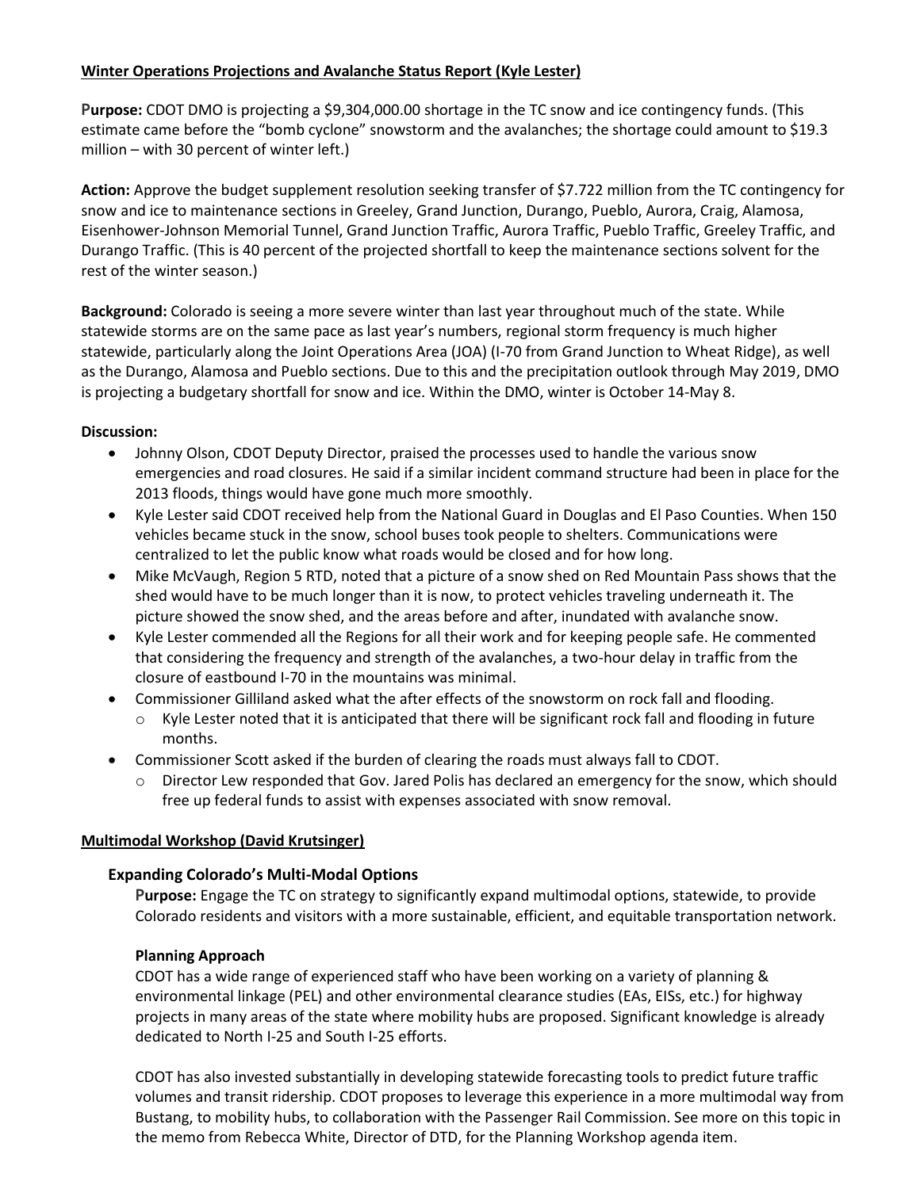**Winter Operations Projections and Avalanche Status Report (Kyle Lester)**

**Purpose:** CDOT DMO is projecting a $9,304,000.00 shortage in the TC snow and ice contingency funds. (This estimate came before the "bomb cyclone" snowstorm and the avalanches; the shortage could amount to $19.3 million – with 30 percent of winter left.)

**Action:** Approve the budget supplement resolution seeking transfer of $7.722 million from the TC contingency for snow and ice to maintenance sections in Greeley, Grand Junction, Durango, Pueblo, Aurora, Craig, Alamosa, Eisenhower-Johnson Memorial Tunnel, Grand Junction Traffic, Aurora Traffic, Pueblo Traffic, Greeley Traffic, and Durango Traffic. (This is 40 percent of the projected shortfall to keep the maintenance sections solvent for the rest of the winter season.)

**Background:** Colorado is seeing a more severe winter than last year throughout much of the state. While statewide storms are on the same pace as last year's numbers, regional storm frequency is much higher statewide, particularly along the Joint Operations Area (JOA) (I-70 from Grand Junction to Wheat Ridge), as well as the Durango, Alamosa and Pueblo sections. Due to this and the precipitation outlook through May 2019, DMO is projecting a budgetary shortfall for snow and ice. Within the DMO, winter is October 14-May 8.

**Discussion:**

- Johnny Olson, CDOT Deputy Director, praised the processes used to handle the various snow emergencies and road closures. He said if a similar incident command structure had been in place for the 2013 floods, things would have gone much more smoothly.
- Kyle Lester said CDOT received help from the National Guard in Douglas and El Paso Counties. When 150 vehicles became stuck in the snow, school buses took people to shelters. Communications were centralized to let the public know what roads would be closed and for how long.
- Mike McVaugh, Region 5 RTD, noted that a picture of a snow shed on Red Mountain Pass shows that the shed would have to be much longer than it is now, to protect vehicles traveling underneath it. The picture showed the snow shed, and the areas before and after, inundated with avalanche snow.
- Kyle Lester commended all the Regions for all their work and for keeping people safe. He commented that considering the frequency and strength of the avalanches, a two-hour delay in traffic from the closure of eastbound I-70 in the mountains was minimal.
- Commissioner Gilliland asked what the after effects of the snowstorm on rock fall and flooding.
  - Kyle Lester noted that it is anticipated that there will be significant rock fall and flooding in future months.
- Commissioner Scott asked if the burden of clearing the roads must always fall to CDOT.
  - Director Lew responded that Gov. Jared Polis has declared an emergency for the snow, which should free up federal funds to assist with expenses associated with snow removal.

**Multimodal Workshop (David Krutsinger)**

### Expanding Colorado's Multi-Modal Options

**Purpose:** Engage the TC on strategy to significantly expand multimodal options, statewide, to provide Colorado residents and visitors with a more sustainable, efficient, and equitable transportation network.

**Planning Approach**

CDOT has a wide range of experienced staff who have been working on a variety of planning & environmental linkage (PEL) and other environmental clearance studies (EAs, EISs, etc.) for highway projects in many areas of the state where mobility hubs are proposed. Significant knowledge is already dedicated to North I-25 and South I-25 efforts.

CDOT has also invested substantially in developing statewide forecasting tools to predict future traffic volumes and transit ridership. CDOT proposes to leverage this experience in a more multimodal way from Bustang, to mobility hubs, to collaboration with the Passenger Rail Commission. See more on this topic in the memo from Rebecca White, Director of DTD, for the Planning Workshop agenda item.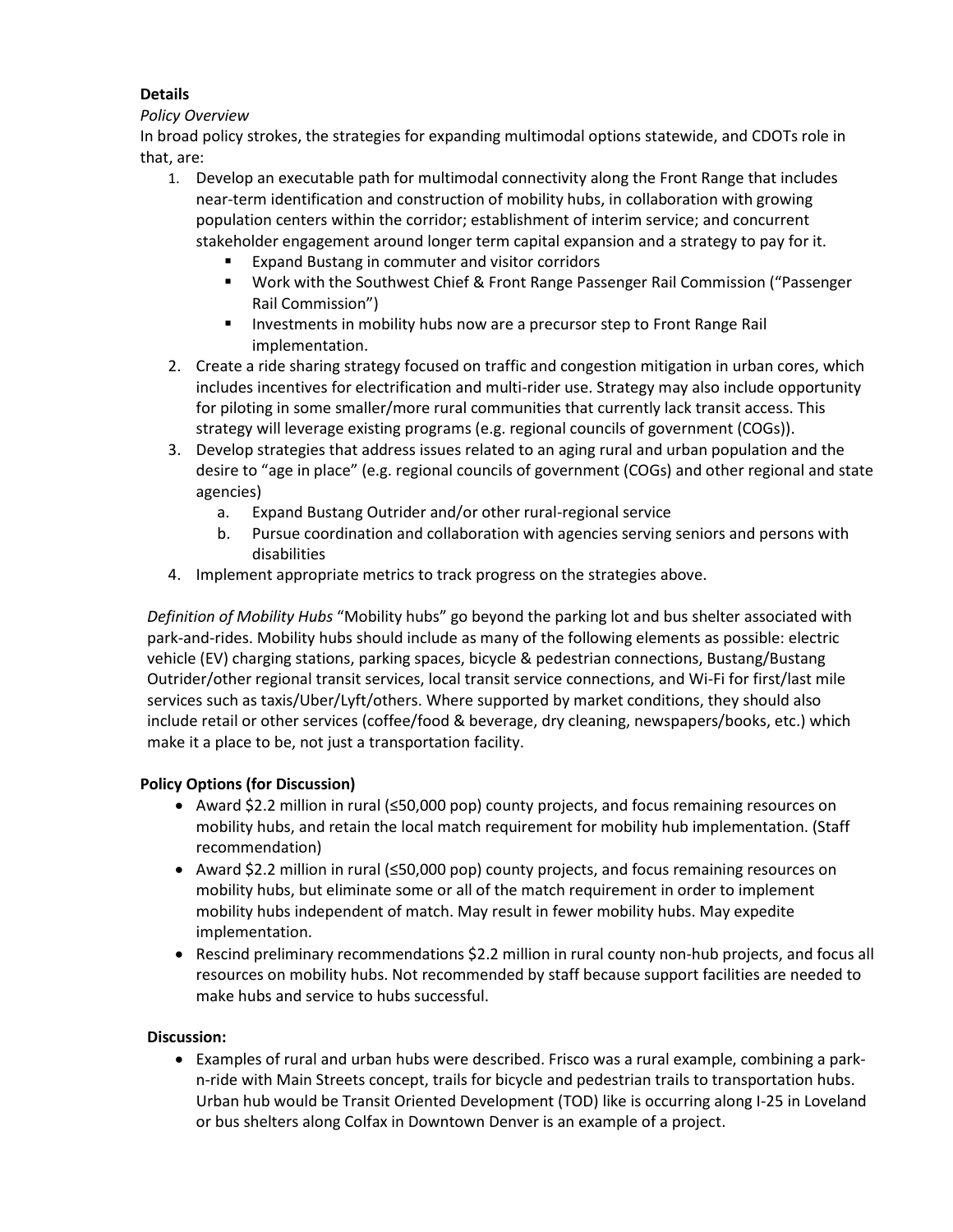**Details**

*Policy Overview*

In broad policy strokes, the strategies for expanding multimodal options statewide, and CDOTs role in that, are:

1. Develop an executable path for multimodal connectivity along the Front Range that includes near-term identification and construction of mobility hubs, in collaboration with growing population centers within the corridor; establishment of interim service; and concurrent stakeholder engagement around longer term capital expansion and a strategy to pay for it.
   - Expand Bustang in commuter and visitor corridors
   - Work with the Southwest Chief & Front Range Passenger Rail Commission ("Passenger Rail Commission")
   - Investments in mobility hubs now are a precursor step to Front Range Rail implementation.
2. Create a ride sharing strategy focused on traffic and congestion mitigation in urban cores, which includes incentives for electrification and multi-rider use. Strategy may also include opportunity for piloting in some smaller/more rural communities that currently lack transit access. This strategy will leverage existing programs (e.g. regional councils of government (COGs)).
3. Develop strategies that address issues related to an aging rural and urban population and the desire to "age in place" (e.g. regional councils of government (COGs) and other regional and state agencies)
   a. Expand Bustang Outrider and/or other rural-regional service
   b. Pursue coordination and collaboration with agencies serving seniors and persons with disabilities
4. Implement appropriate metrics to track progress on the strategies above.

*Definition of Mobility Hubs* "Mobility hubs" go beyond the parking lot and bus shelter associated with park-and-rides. Mobility hubs should include as many of the following elements as possible: electric vehicle (EV) charging stations, parking spaces, bicycle & pedestrian connections, Bustang/Bustang Outrider/other regional transit services, local transit service connections, and Wi-Fi for first/last mile services such as taxis/Uber/Lyft/others. Where supported by market conditions, they should also include retail or other services (coffee/food & beverage, dry cleaning, newspapers/books, etc.) which make it a place to be, not just a transportation facility.

**Policy Options (for Discussion)**

- Award $2.2 million in rural (≤50,000 pop) county projects, and focus remaining resources on mobility hubs, and retain the local match requirement for mobility hub implementation. (Staff recommendation)
- Award $2.2 million in rural (≤50,000 pop) county projects, and focus remaining resources on mobility hubs, but eliminate some or all of the match requirement in order to implement mobility hubs independent of match. May result in fewer mobility hubs. May expedite implementation.
- Rescind preliminary recommendations $2.2 million in rural county non-hub projects, and focus all resources on mobility hubs. Not recommended by staff because support facilities are needed to make hubs and service to hubs successful.

**Discussion:**

- Examples of rural and urban hubs were described. Frisco was a rural example, combining a park-n-ride with Main Streets concept, trails for bicycle and pedestrian trails to transportation hubs. Urban hub would be Transit Oriented Development (TOD) like is occurring along I-25 in Loveland or bus shelters along Colfax in Downtown Denver is an example of a project.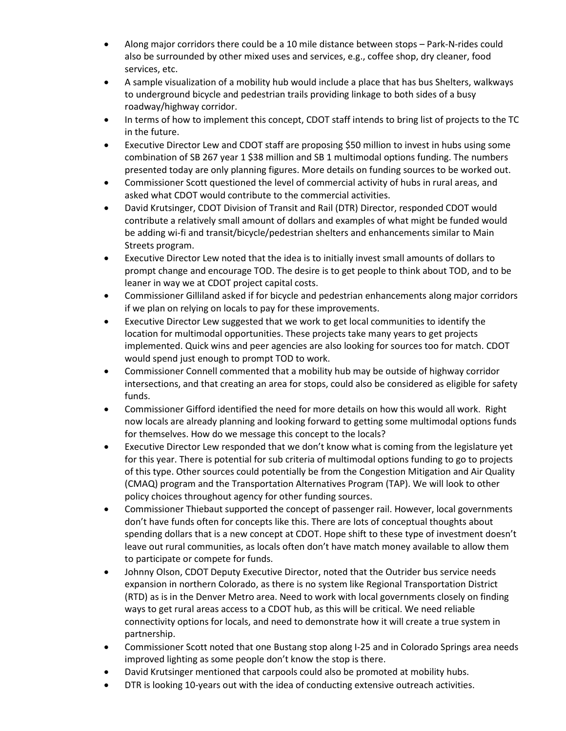- Along major corridors there could be a 10 mile distance between stops – Park-N-rides could also be surrounded by other mixed uses and services, e.g., coffee shop, dry cleaner, food services, etc.
- A sample visualization of a mobility hub would include a place that has bus Shelters, walkways to underground bicycle and pedestrian trails providing linkage to both sides of a busy roadway/highway corridor.
- In terms of how to implement this concept, CDOT staff intends to bring list of projects to the TC in the future.
- Executive Director Lew and CDOT staff are proposing $50 million to invest in hubs using some combination of SB 267 year 1 $38 million and SB 1 multimodal options funding. The numbers presented today are only planning figures. More details on funding sources to be worked out.
- Commissioner Scott questioned the level of commercial activity of hubs in rural areas, and asked what CDOT would contribute to the commercial activities.
- David Krutsinger, CDOT Division of Transit and Rail (DTR) Director, responded CDOT would contribute a relatively small amount of dollars and examples of what might be funded would be adding wi-fi and transit/bicycle/pedestrian shelters and enhancements similar to Main Streets program.
- Executive Director Lew noted that the idea is to initially invest small amounts of dollars to prompt change and encourage TOD. The desire is to get people to think about TOD, and to be leaner in way we at CDOT project capital costs.
- Commissioner Gilliland asked if for bicycle and pedestrian enhancements along major corridors if we plan on relying on locals to pay for these improvements.
- Executive Director Lew suggested that we work to get local communities to identify the location for multimodal opportunities. These projects take many years to get projects implemented. Quick wins and peer agencies are also looking for sources too for match. CDOT would spend just enough to prompt TOD to work.
- Commissioner Connell commented that a mobility hub may be outside of highway corridor intersections, and that creating an area for stops, could also be considered as eligible for safety funds.
- Commissioner Gifford identified the need for more details on how this would all work. Right now locals are already planning and looking forward to getting some multimodal options funds for themselves. How do we message this concept to the locals?
- Executive Director Lew responded that we don't know what is coming from the legislature yet for this year. There is potential for sub criteria of multimodal options funding to go to projects of this type. Other sources could potentially be from the Congestion Mitigation and Air Quality (CMAQ) program and the Transportation Alternatives Program (TAP). We will look to other policy choices throughout agency for other funding sources.
- Commissioner Thiebaut supported the concept of passenger rail. However, local governments don't have funds often for concepts like this. There are lots of conceptual thoughts about spending dollars that is a new concept at CDOT. Hope shift to these type of investment doesn't leave out rural communities, as locals often don't have match money available to allow them to participate or compete for funds.
- Johnny Olson, CDOT Deputy Executive Director, noted that the Outrider bus service needs expansion in northern Colorado, as there is no system like Regional Transportation District (RTD) as is in the Denver Metro area. Need to work with local governments closely on finding ways to get rural areas access to a CDOT hub, as this will be critical. We need reliable connectivity options for locals, and need to demonstrate how it will create a true system in partnership.
- Commissioner Scott noted that one Bustang stop along I-25 and in Colorado Springs area needs improved lighting as some people don't know the stop is there.
- David Krutsinger mentioned that carpools could also be promoted at mobility hubs.
- DTR is looking 10-years out with the idea of conducting extensive outreach activities.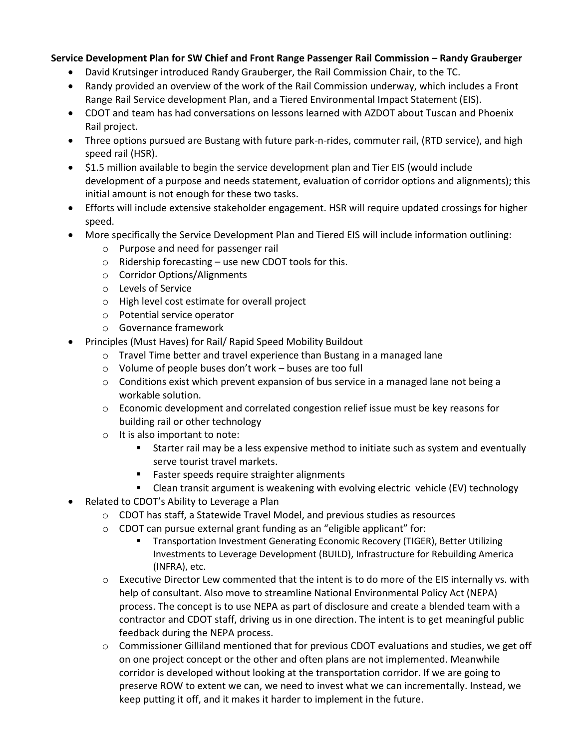**Service Development Plan for SW Chief and Front Range Passenger Rail Commission – Randy Grauberger**

- David Krutsinger introduced Randy Grauberger, the Rail Commission Chair, to the TC.
- Randy provided an overview of the work of the Rail Commission underway, which includes a Front Range Rail Service development Plan, and a Tiered Environmental Impact Statement (EIS).
- CDOT and team has had conversations on lessons learned with AZDOT about Tuscan and Phoenix Rail project.
- Three options pursued are Bustang with future park-n-rides, commuter rail, (RTD service), and high speed rail (HSR).
- $1.5 million available to begin the service development plan and Tier EIS (would include development of a purpose and needs statement, evaluation of corridor options and alignments); this initial amount is not enough for these two tasks.
- Efforts will include extensive stakeholder engagement. HSR will require updated crossings for higher speed.
- More specifically the Service Development Plan and Tiered EIS will include information outlining:
  - Purpose and need for passenger rail
  - Ridership forecasting – use new CDOT tools for this.
  - Corridor Options/Alignments
  - Levels of Service
  - High level cost estimate for overall project
  - Potential service operator
  - Governance framework
- Principles (Must Haves) for Rail/ Rapid Speed Mobility Buildout
  - Travel Time better and travel experience than Bustang in a managed lane
  - Volume of people buses don't work – buses are too full
  - Conditions exist which prevent expansion of bus service in a managed lane not being a workable solution.
  - Economic development and correlated congestion relief issue must be key reasons for building rail or other technology
  - It is also important to note:
    - Starter rail may be a less expensive method to initiate such as system and eventually serve tourist travel markets.
    - Faster speeds require straighter alignments
    - Clean transit argument is weakening with evolving electric vehicle (EV) technology
- Related to CDOT's Ability to Leverage a Plan
  - CDOT has staff, a Statewide Travel Model, and previous studies as resources
  - CDOT can pursue external grant funding as an "eligible applicant" for:
    - Transportation Investment Generating Economic Recovery (TIGER), Better Utilizing Investments to Leverage Development (BUILD), Infrastructure for Rebuilding America (INFRA), etc.
  - Executive Director Lew commented that the intent is to do more of the EIS internally vs. with help of consultant. Also move to streamline National Environmental Policy Act (NEPA) process. The concept is to use NEPA as part of disclosure and create a blended team with a contractor and CDOT staff, driving us in one direction. The intent is to get meaningful public feedback during the NEPA process.
  - Commissioner Gilliland mentioned that for previous CDOT evaluations and studies, we get off on one project concept or the other and often plans are not implemented. Meanwhile corridor is developed without looking at the transportation corridor. If we are going to preserve ROW to extent we can, we need to invest what we can incrementally. Instead, we keep putting it off, and it makes it harder to implement in the future.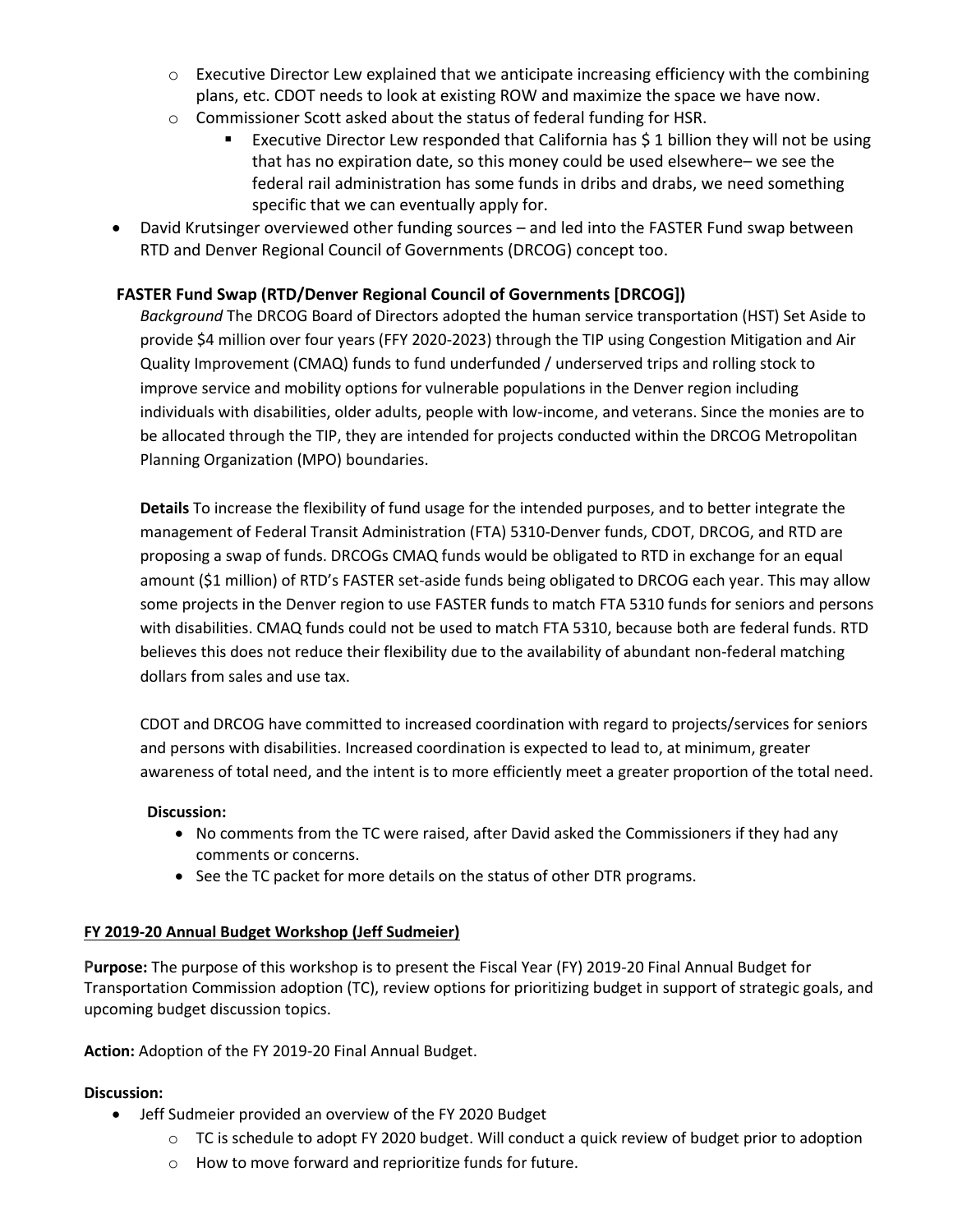- Executive Director Lew explained that we anticipate increasing efficiency with the combining plans, etc. CDOT needs to look at existing ROW and maximize the space we have now.
    - Commissioner Scott asked about the status of federal funding for HSR.
        - Executive Director Lew responded that California has $ 1 billion they will not be using that has no expiration date, so this money could be used elsewhere– we see the federal rail administration has some funds in dribs and drabs, we need something specific that we can eventually apply for.
- David Krutsinger overviewed other funding sources – and led into the FASTER Fund swap between RTD and Denver Regional Council of Governments (DRCOG) concept too.

**FASTER Fund Swap (RTD/Denver Regional Council of Governments [DRCOG])**

*Background* The DRCOG Board of Directors adopted the human service transportation (HST) Set Aside to provide $4 million over four years (FFY 2020-2023) through the TIP using Congestion Mitigation and Air Quality Improvement (CMAQ) funds to fund underfunded / underserved trips and rolling stock to improve service and mobility options for vulnerable populations in the Denver region including individuals with disabilities, older adults, people with low-income, and veterans. Since the monies are to be allocated through the TIP, they are intended for projects conducted within the DRCOG Metropolitan Planning Organization (MPO) boundaries.

**Details** To increase the flexibility of fund usage for the intended purposes, and to better integrate the management of Federal Transit Administration (FTA) 5310-Denver funds, CDOT, DRCOG, and RTD are proposing a swap of funds. DRCOGs CMAQ funds would be obligated to RTD in exchange for an equal amount ($1 million) of RTD's FASTER set-aside funds being obligated to DRCOG each year. This may allow some projects in the Denver region to use FASTER funds to match FTA 5310 funds for seniors and persons with disabilities. CMAQ funds could not be used to match FTA 5310, because both are federal funds. RTD believes this does not reduce their flexibility due to the availability of abundant non-federal matching dollars from sales and use tax.

CDOT and DRCOG have committed to increased coordination with regard to projects/services for seniors and persons with disabilities. Increased coordination is expected to lead to, at minimum, greater awareness of total need, and the intent is to more efficiently meet a greater proportion of the total need.

**Discussion:**

- No comments from the TC were raised, after David asked the Commissioners if they had any comments or concerns.
- See the TC packet for more details on the status of other DTR programs.

**FY 2019-20 Annual Budget Workshop (Jeff Sudmeier)**

**Purpose:** The purpose of this workshop is to present the Fiscal Year (FY) 2019-20 Final Annual Budget for Transportation Commission adoption (TC), review options for prioritizing budget in support of strategic goals, and upcoming budget discussion topics.

**Action:** Adoption of the FY 2019-20 Final Annual Budget.

**Discussion:**

- Jeff Sudmeier provided an overview of the FY 2020 Budget
    - TC is schedule to adopt FY 2020 budget. Will conduct a quick review of budget prior to adoption
    - How to move forward and reprioritize funds for future.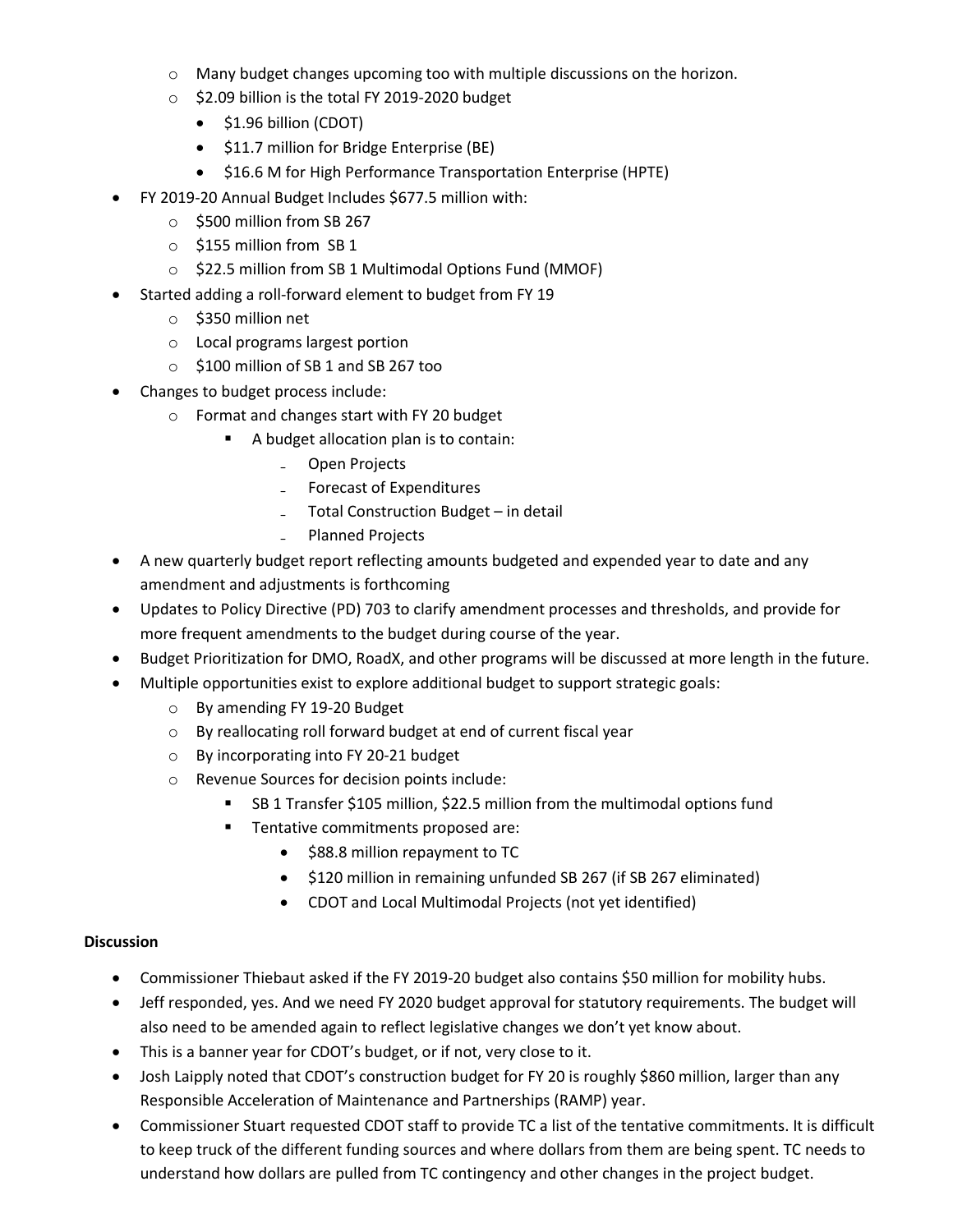- Many budget changes upcoming too with multiple discussions on the horizon.
  - $2.09 billion is the total FY 2019-2020 budget
    - $1.96 billion (CDOT)
    - $11.7 million for Bridge Enterprise (BE)
    - $16.6 M for High Performance Transportation Enterprise (HPTE)
- FY 2019-20 Annual Budget Includes $677.5 million with:
  - $500 million from SB 267
  - $155 million from SB 1
  - $22.5 million from SB 1 Multimodal Options Fund (MMOF)
- Started adding a roll-forward element to budget from FY 19
  - $350 million net
  - Local programs largest portion
  - $100 million of SB 1 and SB 267 too
- Changes to budget process include:
  - Format and changes start with FY 20 budget
    - A budget allocation plan is to contain:
      - Open Projects
      - Forecast of Expenditures
      - Total Construction Budget – in detail
      - Planned Projects
- A new quarterly budget report reflecting amounts budgeted and expended year to date and any amendment and adjustments is forthcoming
- Updates to Policy Directive (PD) 703 to clarify amendment processes and thresholds, and provide for more frequent amendments to the budget during course of the year.
- Budget Prioritization for DMO, RoadX, and other programs will be discussed at more length in the future.
- Multiple opportunities exist to explore additional budget to support strategic goals:
  - By amending FY 19-20 Budget
  - By reallocating roll forward budget at end of current fiscal year
  - By incorporating into FY 20-21 budget
  - Revenue Sources for decision points include:
    - SB 1 Transfer $105 million, $22.5 million from the multimodal options fund
    - Tentative commitments proposed are:
      - $88.8 million repayment to TC
      - $120 million in remaining unfunded SB 267 (if SB 267 eliminated)
      - CDOT and Local Multimodal Projects (not yet identified)

**Discussion**

- Commissioner Thiebaut asked if the FY 2019-20 budget also contains $50 million for mobility hubs.
- Jeff responded, yes. And we need FY 2020 budget approval for statutory requirements. The budget will also need to be amended again to reflect legislative changes we don't yet know about.
- This is a banner year for CDOT's budget, or if not, very close to it.
- Josh Laipply noted that CDOT's construction budget for FY 20 is roughly $860 million, larger than any Responsible Acceleration of Maintenance and Partnerships (RAMP) year.
- Commissioner Stuart requested CDOT staff to provide TC a list of the tentative commitments. It is difficult to keep truck of the different funding sources and where dollars from them are being spent. TC needs to understand how dollars are pulled from TC contingency and other changes in the project budget.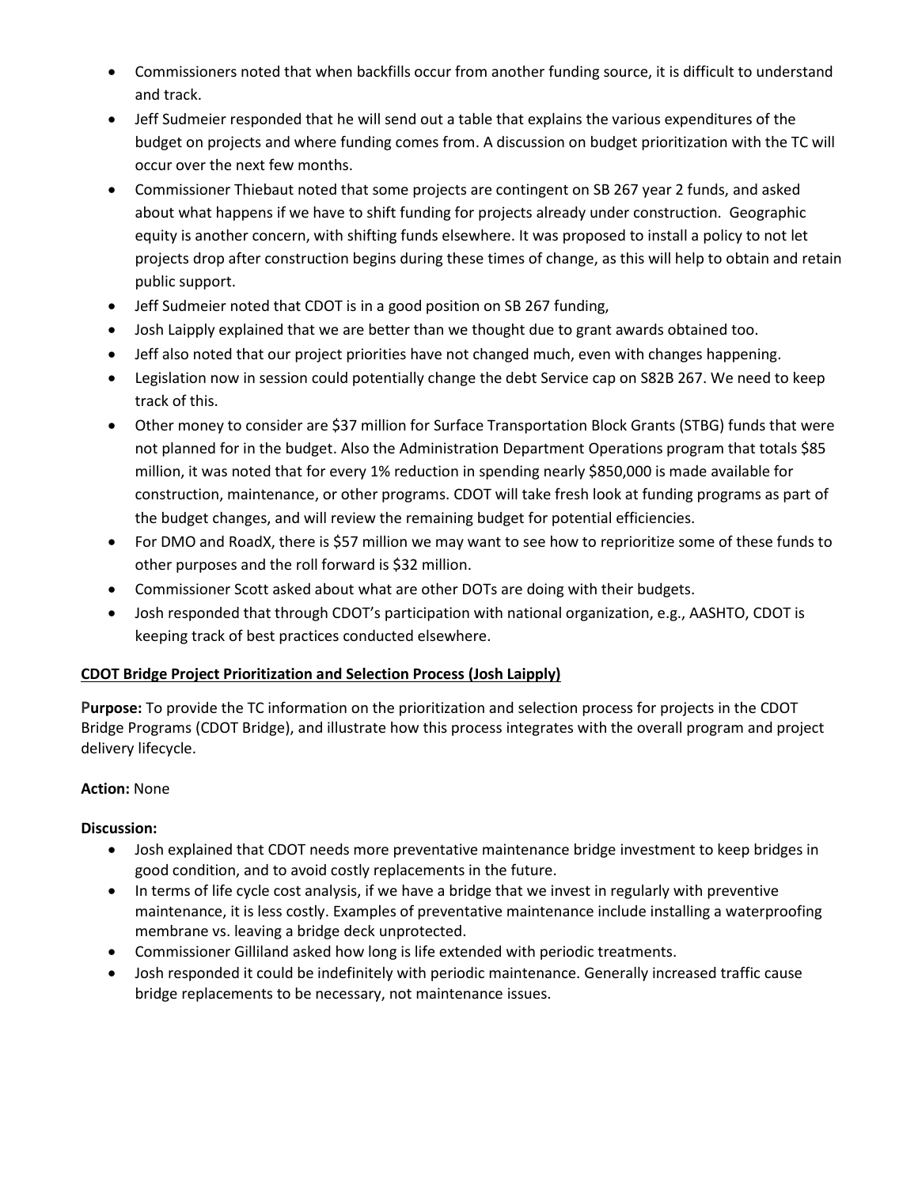- Commissioners noted that when backfills occur from another funding source, it is difficult to understand and track.
- Jeff Sudmeier responded that he will send out a table that explains the various expenditures of the budget on projects and where funding comes from. A discussion on budget prioritization with the TC will occur over the next few months.
- Commissioner Thiebaut noted that some projects are contingent on SB 267 year 2 funds, and asked about what happens if we have to shift funding for projects already under construction. Geographic equity is another concern, with shifting funds elsewhere. It was proposed to install a policy to not let projects drop after construction begins during these times of change, as this will help to obtain and retain public support.
- Jeff Sudmeier noted that CDOT is in a good position on SB 267 funding,
- Josh Laipply explained that we are better than we thought due to grant awards obtained too.
- Jeff also noted that our project priorities have not changed much, even with changes happening.
- Legislation now in session could potentially change the debt Service cap on S82B 267. We need to keep track of this.
- Other money to consider are $37 million for Surface Transportation Block Grants (STBG) funds that were not planned for in the budget. Also the Administration Department Operations program that totals $85 million, it was noted that for every 1% reduction in spending nearly $850,000 is made available for construction, maintenance, or other programs. CDOT will take fresh look at funding programs as part of the budget changes, and will review the remaining budget for potential efficiencies.
- For DMO and RoadX, there is $57 million we may want to see how to reprioritize some of these funds to other purposes and the roll forward is $32 million.
- Commissioner Scott asked about what are other DOTs are doing with their budgets.
- Josh responded that through CDOT's participation with national organization, e.g., AASHTO, CDOT is keeping track of best practices conducted elsewhere.

**<u>CDOT Bridge Project Prioritization and Selection Process (Josh Laipply)</u>**

**Purpose:** To provide the TC information on the prioritization and selection process for projects in the CDOT Bridge Programs (CDOT Bridge), and illustrate how this process integrates with the overall program and project delivery lifecycle.

**Action:** None

**Discussion:**

- Josh explained that CDOT needs more preventative maintenance bridge investment to keep bridges in good condition, and to avoid costly replacements in the future.
- In terms of life cycle cost analysis, if we have a bridge that we invest in regularly with preventive maintenance, it is less costly. Examples of preventative maintenance include installing a waterproofing membrane vs. leaving a bridge deck unprotected.
- Commissioner Gilliland asked how long is life extended with periodic treatments.
- Josh responded it could be indefinitely with periodic maintenance. Generally increased traffic cause bridge replacements to be necessary, not maintenance issues.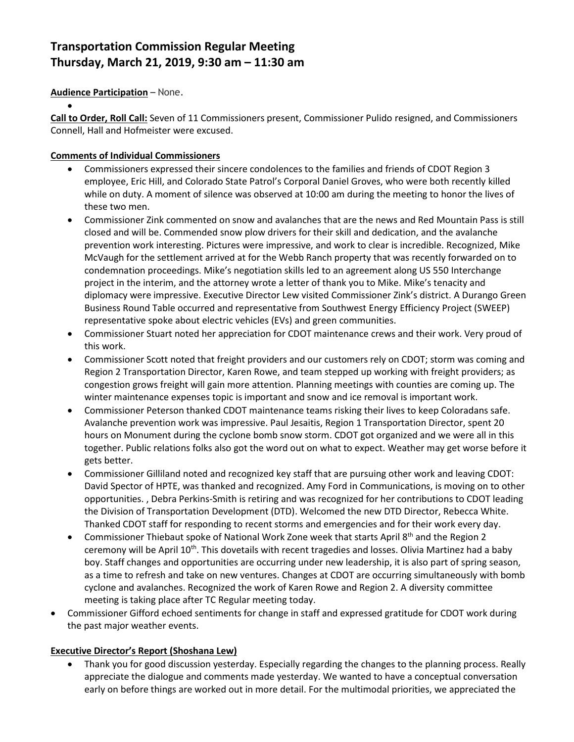# Transportation Commission Regular Meeting
# Thursday, March 21, 2019, 9:30 am – 11:30 am

**Audience Participation** – None.

- 

**Call to Order, Roll Call:** Seven of 11 Commissioners present, Commissioner Pulido resigned, and Commissioners Connell, Hall and Hofmeister were excused.

**Comments of Individual Commissioners**

- Commissioners expressed their sincere condolences to the families and friends of CDOT Region 3 employee, Eric Hill, and Colorado State Patrol's Corporal Daniel Groves, who were both recently killed while on duty. A moment of silence was observed at 10:00 am during the meeting to honor the lives of these two men.
- Commissioner Zink commented on snow and avalanches that are the news and Red Mountain Pass is still closed and will be. Commended snow plow drivers for their skill and dedication, and the avalanche prevention work interesting. Pictures were impressive, and work to clear is incredible. Recognized, Mike McVaugh for the settlement arrived at for the Webb Ranch property that was recently forwarded on to condemnation proceedings. Mike's negotiation skills led to an agreement along US 550 Interchange project in the interim, and the attorney wrote a letter of thank you to Mike. Mike's tenacity and diplomacy were impressive. Executive Director Lew visited Commissioner Zink's district. A Durango Green Business Round Table occurred and representative from Southwest Energy Efficiency Project (SWEEP) representative spoke about electric vehicles (EVs) and green communities.
- Commissioner Stuart noted her appreciation for CDOT maintenance crews and their work. Very proud of this work.
- Commissioner Scott noted that freight providers and our customers rely on CDOT; storm was coming and Region 2 Transportation Director, Karen Rowe, and team stepped up working with freight providers; as congestion grows freight will gain more attention. Planning meetings with counties are coming up. The winter maintenance expenses topic is important and snow and ice removal is important work.
- Commissioner Peterson thanked CDOT maintenance teams risking their lives to keep Coloradans safe. Avalanche prevention work was impressive. Paul Jesaitis, Region 1 Transportation Director, spent 20 hours on Monument during the cyclone bomb snow storm. CDOT got organized and we were all in this together. Public relations folks also got the word out on what to expect. Weather may get worse before it gets better.
- Commissioner Gilliland noted and recognized key staff that are pursuing other work and leaving CDOT: David Spector of HPTE, was thanked and recognized. Amy Ford in Communications, is moving on to other opportunities. , Debra Perkins-Smith is retiring and was recognized for her contributions to CDOT leading the Division of Transportation Development (DTD). Welcomed the new DTD Director, Rebecca White. Thanked CDOT staff for responding to recent storms and emergencies and for their work every day.
- Commissioner Thiebaut spoke of National Work Zone week that starts April 8th and the Region 2 ceremony will be April 10th. This dovetails with recent tragedies and losses. Olivia Martinez had a baby boy. Staff changes and opportunities are occurring under new leadership, it is also part of spring season, as a time to refresh and take on new ventures. Changes at CDOT are occurring simultaneously with bomb cyclone and avalanches. Recognized the work of Karen Rowe and Region 2. A diversity committee meeting is taking place after TC Regular meeting today.
- Commissioner Gifford echoed sentiments for change in staff and expressed gratitude for CDOT work during the past major weather events.

**Executive Director's Report (Shoshana Lew)**

- Thank you for good discussion yesterday. Especially regarding the changes to the planning process. Really appreciate the dialogue and comments made yesterday. We wanted to have a conceptual conversation early on before things are worked out in more detail. For the multimodal priorities, we appreciated the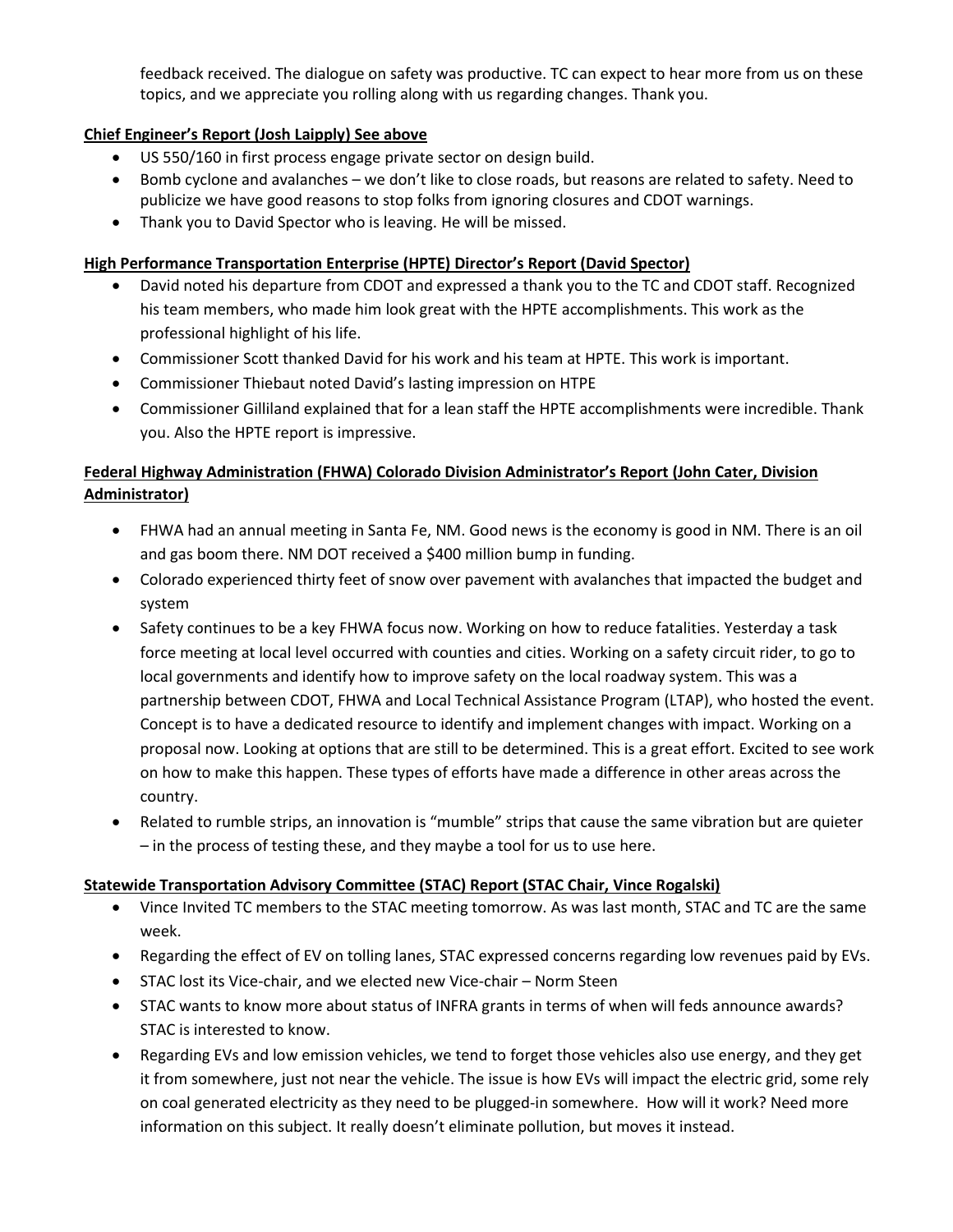feedback received. The dialogue on safety was productive. TC can expect to hear more from us on these topics, and we appreciate you rolling along with us regarding changes. Thank you.

**Chief Engineer's Report (Josh Laipply) See above**

- US 550/160 in first process engage private sector on design build.
- Bomb cyclone and avalanches – we don't like to close roads, but reasons are related to safety. Need to publicize we have good reasons to stop folks from ignoring closures and CDOT warnings.
- Thank you to David Spector who is leaving. He will be missed.

**High Performance Transportation Enterprise (HPTE) Director's Report (David Spector)**

- David noted his departure from CDOT and expressed a thank you to the TC and CDOT staff. Recognized his team members, who made him look great with the HPTE accomplishments. This work as the professional highlight of his life.
- Commissioner Scott thanked David for his work and his team at HPTE. This work is important.
- Commissioner Thiebaut noted David's lasting impression on HTPE
- Commissioner Gilliland explained that for a lean staff the HPTE accomplishments were incredible. Thank you. Also the HPTE report is impressive.

**Federal Highway Administration (FHWA) Colorado Division Administrator's Report (John Cater, Division Administrator)**

- FHWA had an annual meeting in Santa Fe, NM. Good news is the economy is good in NM. There is an oil and gas boom there. NM DOT received a $400 million bump in funding.
- Colorado experienced thirty feet of snow over pavement with avalanches that impacted the budget and system
- Safety continues to be a key FHWA focus now. Working on how to reduce fatalities. Yesterday a task force meeting at local level occurred with counties and cities. Working on a safety circuit rider, to go to local governments and identify how to improve safety on the local roadway system. This was a partnership between CDOT, FHWA and Local Technical Assistance Program (LTAP), who hosted the event. Concept is to have a dedicated resource to identify and implement changes with impact. Working on a proposal now. Looking at options that are still to be determined. This is a great effort. Excited to see work on how to make this happen. These types of efforts have made a difference in other areas across the country.
- Related to rumble strips, an innovation is "mumble" strips that cause the same vibration but are quieter – in the process of testing these, and they maybe a tool for us to use here.

**Statewide Transportation Advisory Committee (STAC) Report (STAC Chair, Vince Rogalski)**

- Vince Invited TC members to the STAC meeting tomorrow. As was last month, STAC and TC are the same week.
- Regarding the effect of EV on tolling lanes, STAC expressed concerns regarding low revenues paid by EVs.
- STAC lost its Vice-chair, and we elected new Vice-chair – Norm Steen
- STAC wants to know more about status of INFRA grants in terms of when will feds announce awards? STAC is interested to know.
- Regarding EVs and low emission vehicles, we tend to forget those vehicles also use energy, and they get it from somewhere, just not near the vehicle. The issue is how EVs will impact the electric grid, some rely on coal generated electricity as they need to be plugged-in somewhere. How will it work? Need more information on this subject. It really doesn't eliminate pollution, but moves it instead.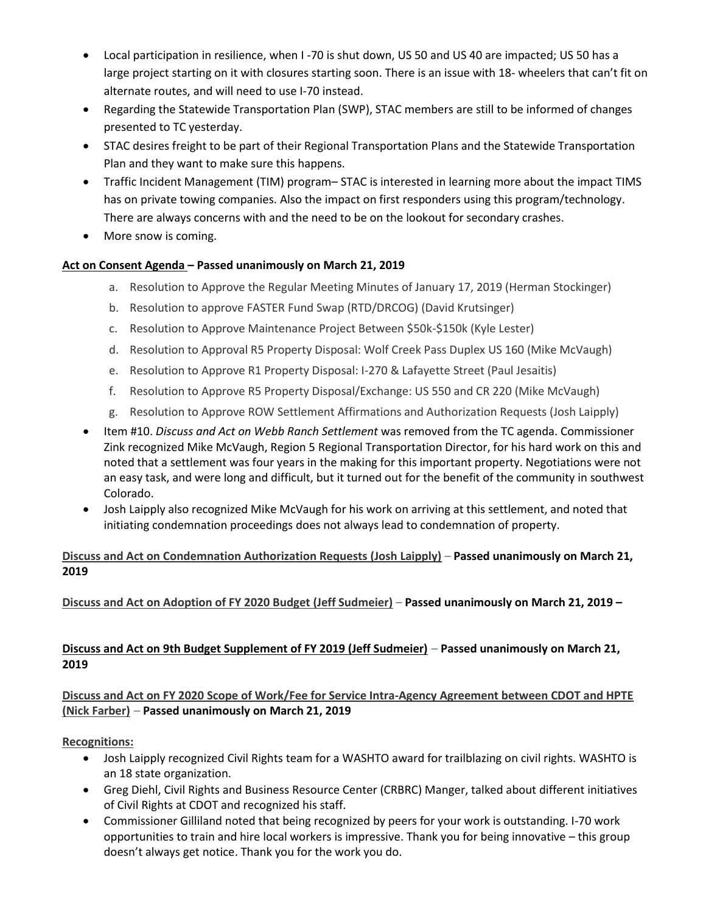- Local participation in resilience, when I -70 is shut down, US 50 and US 40 are impacted; US 50 has a large project starting on it with closures starting soon. There is an issue with 18- wheelers that can't fit on alternate routes, and will need to use I-70 instead.
- Regarding the Statewide Transportation Plan (SWP), STAC members are still to be informed of changes presented to TC yesterday.
- STAC desires freight to be part of their Regional Transportation Plans and the Statewide Transportation Plan and they want to make sure this happens.
- Traffic Incident Management (TIM) program– STAC is interested in learning more about the impact TIMS has on private towing companies. Also the impact on first responders using this program/technology. There are always concerns with and the need to be on the lookout for secondary crashes.
- More snow is coming.

**Act on Consent Agenda – Passed unanimously on March 21, 2019**

a. Resolution to Approve the Regular Meeting Minutes of January 17, 2019 (Herman Stockinger)
b. Resolution to approve FASTER Fund Swap (RTD/DRCOG) (David Krutsinger)
c. Resolution to Approve Maintenance Project Between $50k-$150k (Kyle Lester)
d. Resolution to Approval R5 Property Disposal: Wolf Creek Pass Duplex US 160 (Mike McVaugh)
e. Resolution to Approve R1 Property Disposal: I-270 & Lafayette Street (Paul Jesaitis)
f. Resolution to Approve R5 Property Disposal/Exchange: US 550 and CR 220 (Mike McVaugh)
g. Resolution to Approve ROW Settlement Affirmations and Authorization Requests (Josh Laipply)

- Item #10. *Discuss and Act on Webb Ranch Settlement* was removed from the TC agenda. Commissioner Zink recognized Mike McVaugh, Region 5 Regional Transportation Director, for his hard work on this and noted that a settlement was four years in the making for this important property. Negotiations were not an easy task, and were long and difficult, but it turned out for the benefit of the community in southwest Colorado.
- Josh Laipply also recognized Mike McVaugh for his work on arriving at this settlement, and noted that initiating condemnation proceedings does not always lead to condemnation of property.

**Discuss and Act on Condemnation Authorization Requests (Josh Laipply) – Passed unanimously on March 21, 2019**

**Discuss and Act on Adoption of FY 2020 Budget (Jeff Sudmeier) – Passed unanimously on March 21, 2019 –**

**Discuss and Act on 9th Budget Supplement of FY 2019 (Jeff Sudmeier) – Passed unanimously on March 21, 2019**

**Discuss and Act on FY 2020 Scope of Work/Fee for Service Intra-Agency Agreement between CDOT and HPTE (Nick Farber) – Passed unanimously on March 21, 2019**

**Recognitions:**

- Josh Laipply recognized Civil Rights team for a WASHTO award for trailblazing on civil rights. WASHTO is an 18 state organization.
- Greg Diehl, Civil Rights and Business Resource Center (CRBRC) Manger, talked about different initiatives of Civil Rights at CDOT and recognized his staff.
- Commissioner Gilliland noted that being recognized by peers for your work is outstanding. I-70 work opportunities to train and hire local workers is impressive. Thank you for being innovative – this group doesn't always get notice. Thank you for the work you do.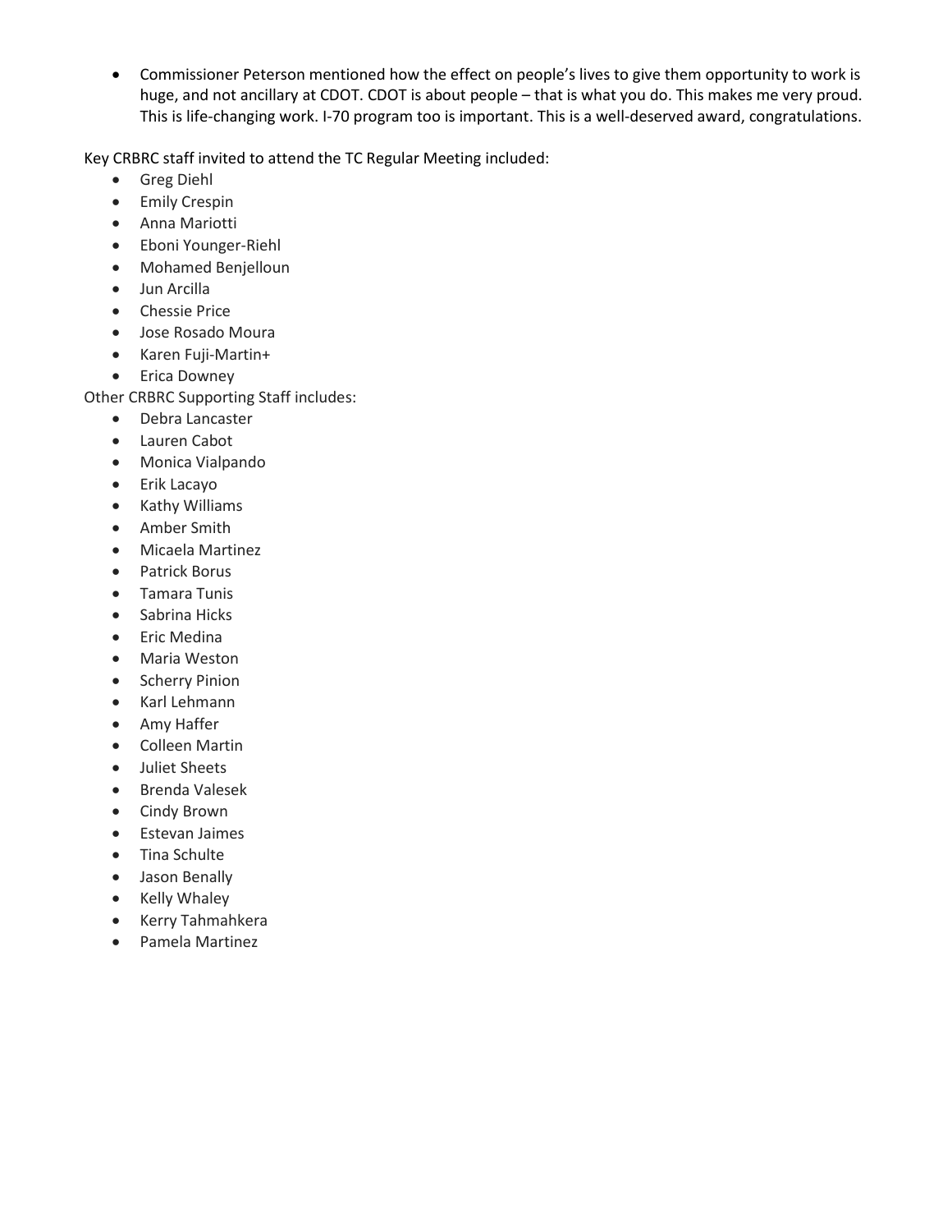- Commissioner Peterson mentioned how the effect on people's lives to give them opportunity to work is huge, and not ancillary at CDOT. CDOT is about people – that is what you do. This makes me very proud. This is life-changing work. I-70 program too is important. This is a well-deserved award, congratulations.

Key CRBRC staff invited to attend the TC Regular Meeting included:

- Greg Diehl
- Emily Crespin
- Anna Mariotti
- Eboni Younger-Riehl
- Mohamed Benjelloun
- Jun Arcilla
- Chessie Price
- Jose Rosado Moura
- Karen Fuji-Martin+
- Erica Downey

Other CRBRC Supporting Staff includes:

- Debra Lancaster
- Lauren Cabot
- Monica Vialpando
- Erik Lacayo
- Kathy Williams
- Amber Smith
- Micaela Martinez
- Patrick Borus
- Tamara Tunis
- Sabrina Hicks
- Eric Medina
- Maria Weston
- Scherry Pinion
- Karl Lehmann
- Amy Haffer
- Colleen Martin
- Juliet Sheets
- Brenda Valesek
- Cindy Brown
- Estevan Jaimes
- Tina Schulte
- Jason Benally
- Kelly Whaley
- Kerry Tahmahkera
- Pamela Martinez